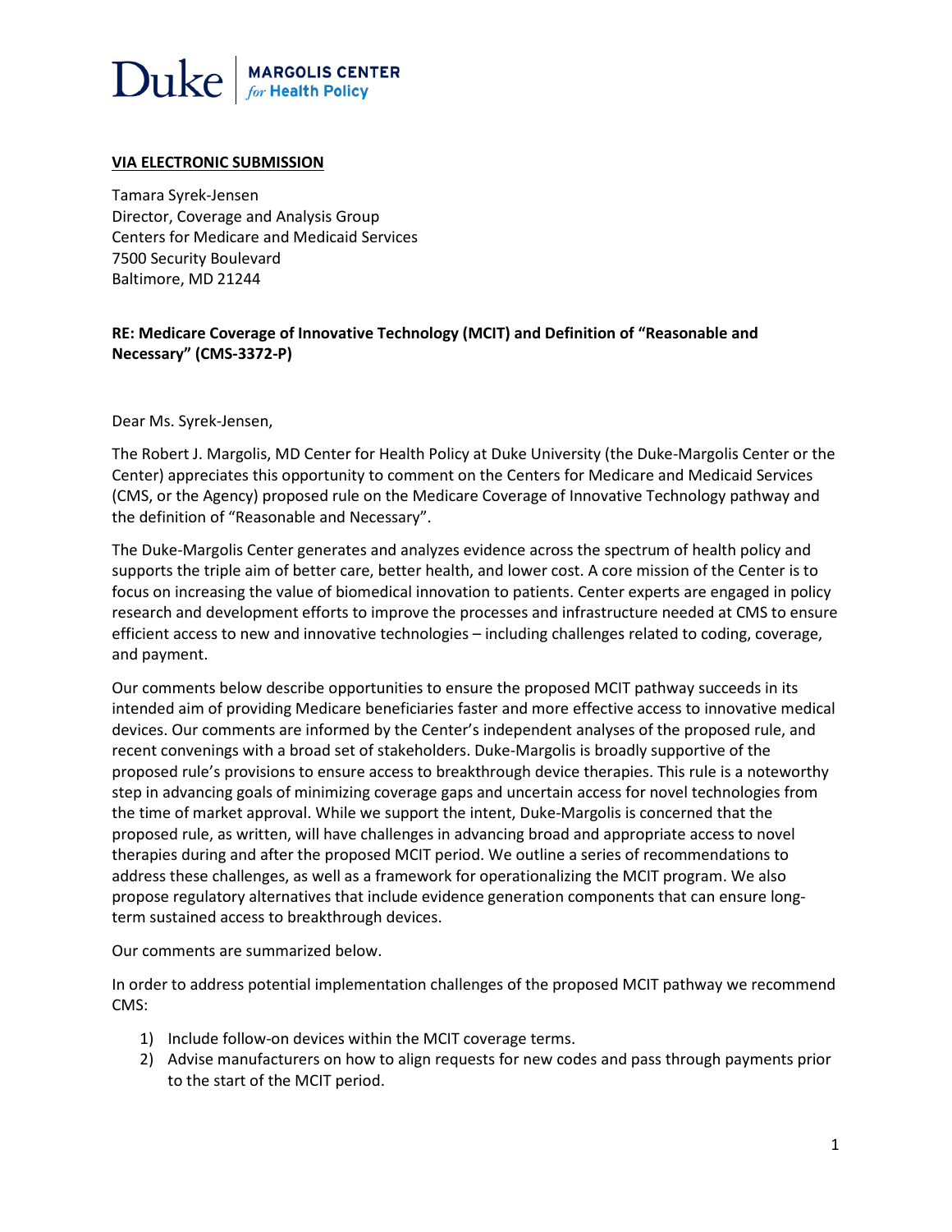Duke | MARGOLIS CENTER *for* Health Policy

**VIA ELECTRONIC SUBMISSION**

Tamara Syrek-Jensen
Director, Coverage and Analysis Group
Centers for Medicare and Medicaid Services
7500 Security Boulevard
Baltimore, MD 21244

**RE: Medicare Coverage of Innovative Technology (MCIT) and Definition of "Reasonable and Necessary" (CMS-3372-P)**

Dear Ms. Syrek-Jensen,

The Robert J. Margolis, MD Center for Health Policy at Duke University (the Duke-Margolis Center or the Center) appreciates this opportunity to comment on the Centers for Medicare and Medicaid Services (CMS, or the Agency) proposed rule on the Medicare Coverage of Innovative Technology pathway and the definition of "Reasonable and Necessary".

The Duke-Margolis Center generates and analyzes evidence across the spectrum of health policy and supports the triple aim of better care, better health, and lower cost. A core mission of the Center is to focus on increasing the value of biomedical innovation to patients. Center experts are engaged in policy research and development efforts to improve the processes and infrastructure needed at CMS to ensure efficient access to new and innovative technologies – including challenges related to coding, coverage, and payment.

Our comments below describe opportunities to ensure the proposed MCIT pathway succeeds in its intended aim of providing Medicare beneficiaries faster and more effective access to innovative medical devices. Our comments are informed by the Center's independent analyses of the proposed rule, and recent convenings with a broad set of stakeholders. Duke-Margolis is broadly supportive of the proposed rule's provisions to ensure access to breakthrough device therapies. This rule is a noteworthy step in advancing goals of minimizing coverage gaps and uncertain access for novel technologies from the time of market approval. While we support the intent, Duke-Margolis is concerned that the proposed rule, as written, will have challenges in advancing broad and appropriate access to novel therapies during and after the proposed MCIT period. We outline a series of recommendations to address these challenges, as well as a framework for operationalizing the MCIT program. We also propose regulatory alternatives that include evidence generation components that can ensure long-term sustained access to breakthrough devices.

Our comments are summarized below.

In order to address potential implementation challenges of the proposed MCIT pathway we recommend CMS:

1) Include follow-on devices within the MCIT coverage terms.
2) Advise manufacturers on how to align requests for new codes and pass through payments prior to the start of the MCIT period.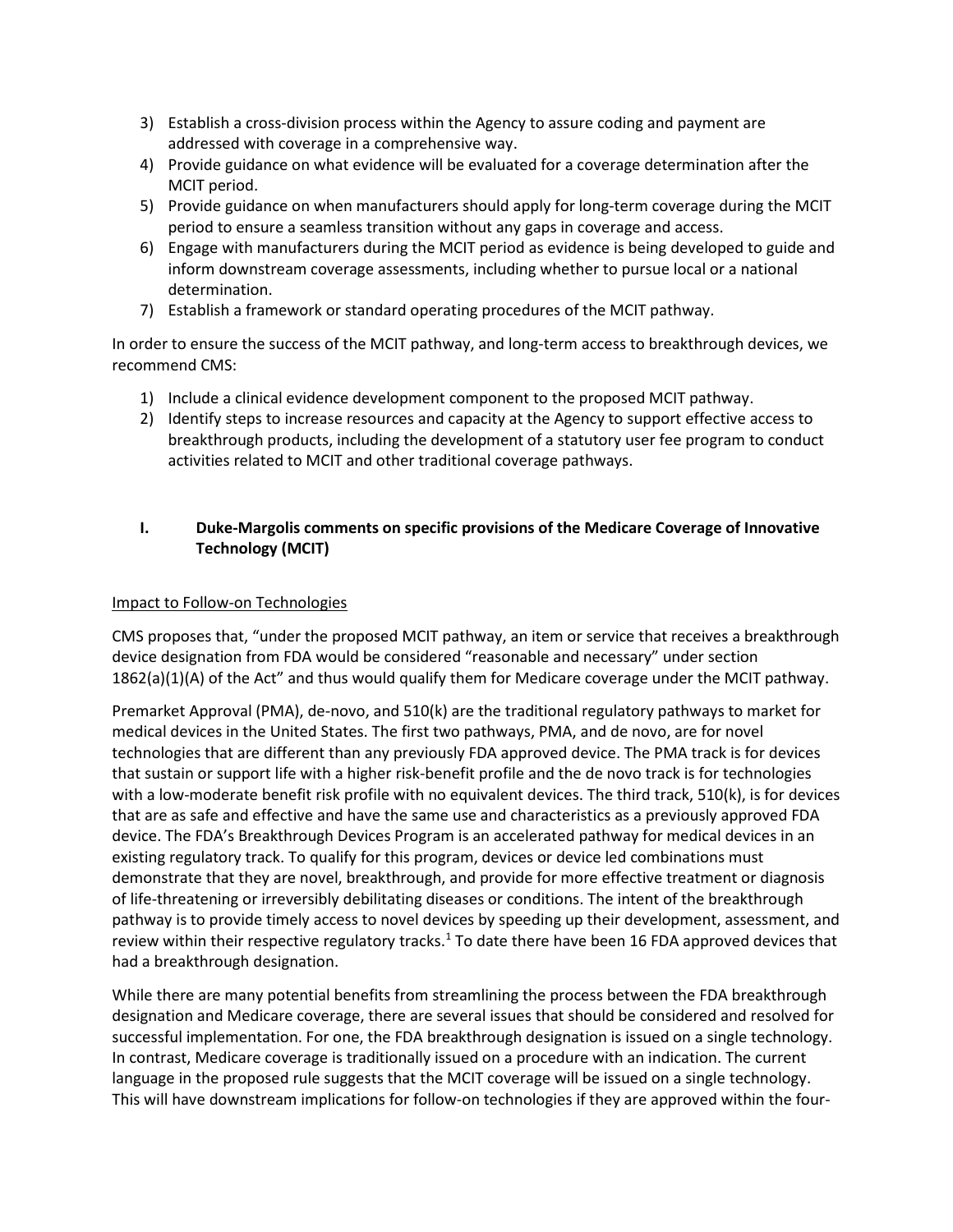3) Establish a cross-division process within the Agency to assure coding and payment are addressed with coverage in a comprehensive way.
4) Provide guidance on what evidence will be evaluated for a coverage determination after the MCIT period.
5) Provide guidance on when manufacturers should apply for long-term coverage during the MCIT period to ensure a seamless transition without any gaps in coverage and access.
6) Engage with manufacturers during the MCIT period as evidence is being developed to guide and inform downstream coverage assessments, including whether to pursue local or a national determination.
7) Establish a framework or standard operating procedures of the MCIT pathway.

In order to ensure the success of the MCIT pathway, and long-term access to breakthrough devices, we recommend CMS:

1) Include a clinical evidence development component to the proposed MCIT pathway.
2) Identify steps to increase resources and capacity at the Agency to support effective access to breakthrough products, including the development of a statutory user fee program to conduct activities related to MCIT and other traditional coverage pathways.

## I. Duke-Margolis comments on specific provisions of the Medicare Coverage of Innovative Technology (MCIT)

<u>Impact to Follow-on Technologies</u>

CMS proposes that, "under the proposed MCIT pathway, an item or service that receives a breakthrough device designation from FDA would be considered "reasonable and necessary" under section 1862(a)(1)(A) of the Act" and thus would qualify them for Medicare coverage under the MCIT pathway.

Premarket Approval (PMA), de-novo, and 510(k) are the traditional regulatory pathways to market for medical devices in the United States. The first two pathways, PMA, and de novo, are for novel technologies that are different than any previously FDA approved device. The PMA track is for devices that sustain or support life with a higher risk-benefit profile and the de novo track is for technologies with a low-moderate benefit risk profile with no equivalent devices. The third track, 510(k), is for devices that are as safe and effective and have the same use and characteristics as a previously approved FDA device. The FDA's Breakthrough Devices Program is an accelerated pathway for medical devices in an existing regulatory track. To qualify for this program, devices or device led combinations must demonstrate that they are novel, breakthrough, and provide for more effective treatment or diagnosis of life-threatening or irreversibly debilitating diseases or conditions. The intent of the breakthrough pathway is to provide timely access to novel devices by speeding up their development, assessment, and review within their respective regulatory tracks.[1] To date there have been 16 FDA approved devices that had a breakthrough designation.

While there are many potential benefits from streamlining the process between the FDA breakthrough designation and Medicare coverage, there are several issues that should be considered and resolved for successful implementation. For one, the FDA breakthrough designation is issued on a single technology. In contrast, Medicare coverage is traditionally issued on a procedure with an indication. The current language in the proposed rule suggests that the MCIT coverage will be issued on a single technology. This will have downstream implications for follow-on technologies if they are approved within the four-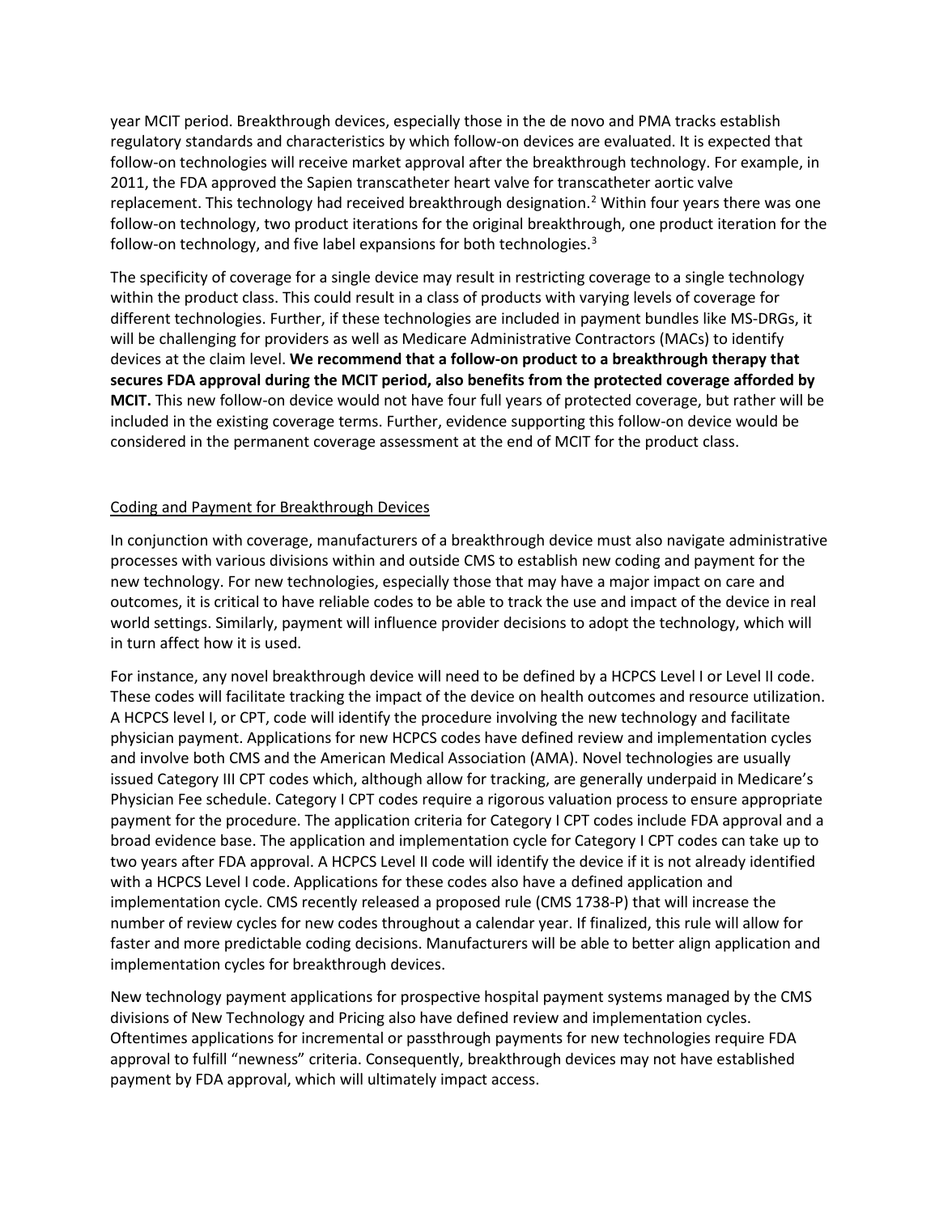year MCIT period. Breakthrough devices, especially those in the de novo and PMA tracks establish regulatory standards and characteristics by which follow-on devices are evaluated. It is expected that follow-on technologies will receive market approval after the breakthrough technology. For example, in 2011, the FDA approved the Sapien transcatheter heart valve for transcatheter aortic valve replacement. This technology had received breakthrough designation.[2] Within four years there was one follow-on technology, two product iterations for the original breakthrough, one product iteration for the follow-on technology, and five label expansions for both technologies.[3]

The specificity of coverage for a single device may result in restricting coverage to a single technology within the product class. This could result in a class of products with varying levels of coverage for different technologies. Further, if these technologies are included in payment bundles like MS-DRGs, it will be challenging for providers as well as Medicare Administrative Contractors (MACs) to identify devices at the claim level. **We recommend that a follow-on product to a breakthrough therapy that secures FDA approval during the MCIT period, also benefits from the protected coverage afforded by MCIT.** This new follow-on device would not have four full years of protected coverage, but rather will be included in the existing coverage terms. Further, evidence supporting this follow-on device would be considered in the permanent coverage assessment at the end of MCIT for the product class.

## Coding and Payment for Breakthrough Devices

In conjunction with coverage, manufacturers of a breakthrough device must also navigate administrative processes with various divisions within and outside CMS to establish new coding and payment for the new technology. For new technologies, especially those that may have a major impact on care and outcomes, it is critical to have reliable codes to be able to track the use and impact of the device in real world settings. Similarly, payment will influence provider decisions to adopt the technology, which will in turn affect how it is used.

For instance, any novel breakthrough device will need to be defined by a HCPCS Level I or Level II code. These codes will facilitate tracking the impact of the device on health outcomes and resource utilization. A HCPCS level I, or CPT, code will identify the procedure involving the new technology and facilitate physician payment. Applications for new HCPCS codes have defined review and implementation cycles and involve both CMS and the American Medical Association (AMA). Novel technologies are usually issued Category III CPT codes which, although allow for tracking, are generally underpaid in Medicare's Physician Fee schedule. Category I CPT codes require a rigorous valuation process to ensure appropriate payment for the procedure. The application criteria for Category I CPT codes include FDA approval and a broad evidence base. The application and implementation cycle for Category I CPT codes can take up to two years after FDA approval. A HCPCS Level II code will identify the device if it is not already identified with a HCPCS Level I code. Applications for these codes also have a defined application and implementation cycle. CMS recently released a proposed rule (CMS 1738-P) that will increase the number of review cycles for new codes throughout a calendar year. If finalized, this rule will allow for faster and more predictable coding decisions. Manufacturers will be able to better align application and implementation cycles for breakthrough devices.

New technology payment applications for prospective hospital payment systems managed by the CMS divisions of New Technology and Pricing also have defined review and implementation cycles. Oftentimes applications for incremental or passthrough payments for new technologies require FDA approval to fulfill "newness" criteria. Consequently, breakthrough devices may not have established payment by FDA approval, which will ultimately impact access.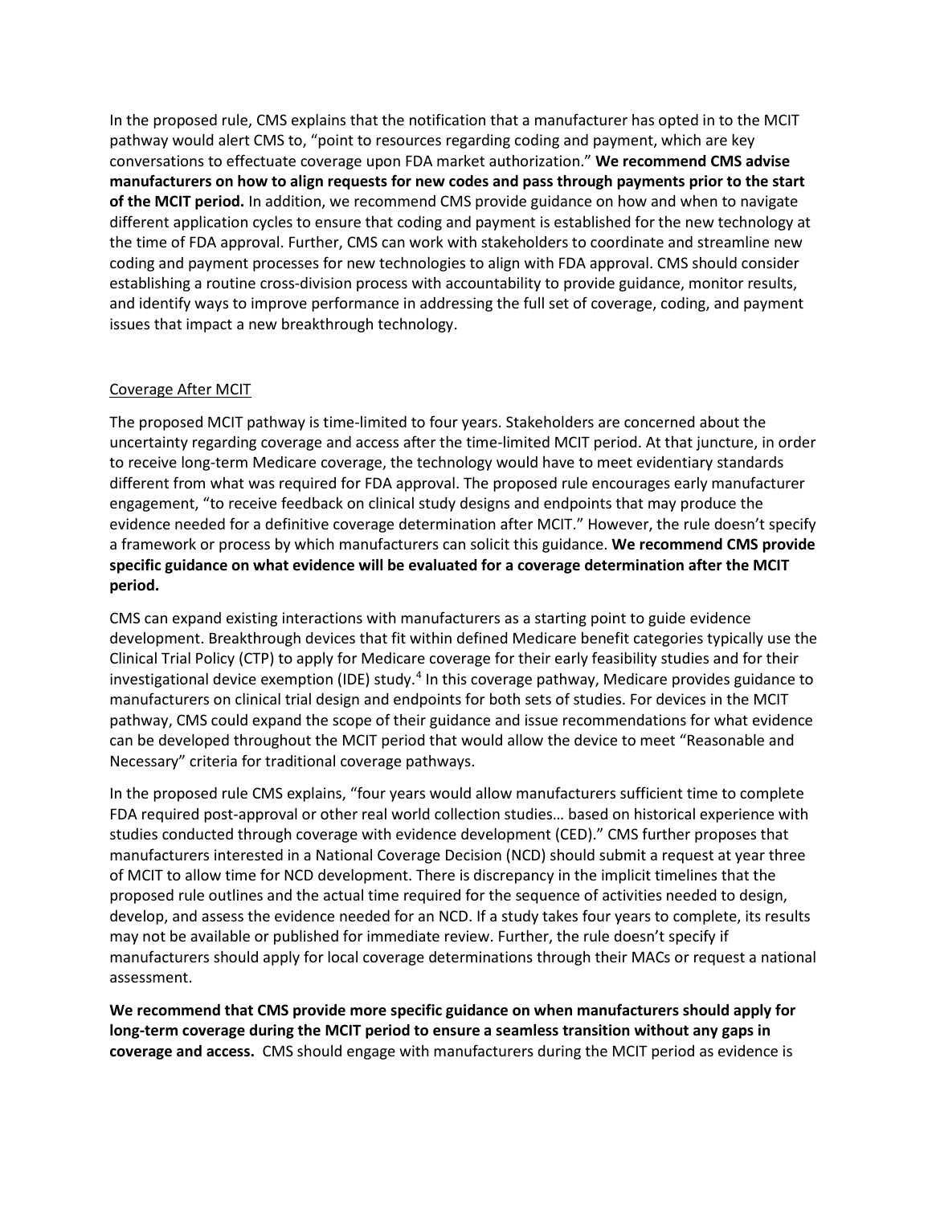In the proposed rule, CMS explains that the notification that a manufacturer has opted in to the MCIT pathway would alert CMS to, "point to resources regarding coding and payment, which are key conversations to effectuate coverage upon FDA market authorization." **We recommend CMS advise manufacturers on how to align requests for new codes and pass through payments prior to the start of the MCIT period.** In addition, we recommend CMS provide guidance on how and when to navigate different application cycles to ensure that coding and payment is established for the new technology at the time of FDA approval. Further, CMS can work with stakeholders to coordinate and streamline new coding and payment processes for new technologies to align with FDA approval. CMS should consider establishing a routine cross-division process with accountability to provide guidance, monitor results, and identify ways to improve performance in addressing the full set of coverage, coding, and payment issues that impact a new breakthrough technology.

Coverage After MCIT

The proposed MCIT pathway is time-limited to four years. Stakeholders are concerned about the uncertainty regarding coverage and access after the time-limited MCIT period. At that juncture, in order to receive long-term Medicare coverage, the technology would have to meet evidentiary standards different from what was required for FDA approval. The proposed rule encourages early manufacturer engagement, "to receive feedback on clinical study designs and endpoints that may produce the evidence needed for a definitive coverage determination after MCIT." However, the rule doesn't specify a framework or process by which manufacturers can solicit this guidance. **We recommend CMS provide specific guidance on what evidence will be evaluated for a coverage determination after the MCIT period.**

CMS can expand existing interactions with manufacturers as a starting point to guide evidence development. Breakthrough devices that fit within defined Medicare benefit categories typically use the Clinical Trial Policy (CTP) to apply for Medicare coverage for their early feasibility studies and for their investigational device exemption (IDE) study.[4] In this coverage pathway, Medicare provides guidance to manufacturers on clinical trial design and endpoints for both sets of studies. For devices in the MCIT pathway, CMS could expand the scope of their guidance and issue recommendations for what evidence can be developed throughout the MCIT period that would allow the device to meet "Reasonable and Necessary" criteria for traditional coverage pathways.

In the proposed rule CMS explains, "four years would allow manufacturers sufficient time to complete FDA required post-approval or other real world collection studies… based on historical experience with studies conducted through coverage with evidence development (CED)." CMS further proposes that manufacturers interested in a National Coverage Decision (NCD) should submit a request at year three of MCIT to allow time for NCD development. There is discrepancy in the implicit timelines that the proposed rule outlines and the actual time required for the sequence of activities needed to design, develop, and assess the evidence needed for an NCD. If a study takes four years to complete, its results may not be available or published for immediate review. Further, the rule doesn't specify if manufacturers should apply for local coverage determinations through their MACs or request a national assessment.

**We recommend that CMS provide more specific guidance on when manufacturers should apply for long-term coverage during the MCIT period to ensure a seamless transition without any gaps in coverage and access.** CMS should engage with manufacturers during the MCIT period as evidence is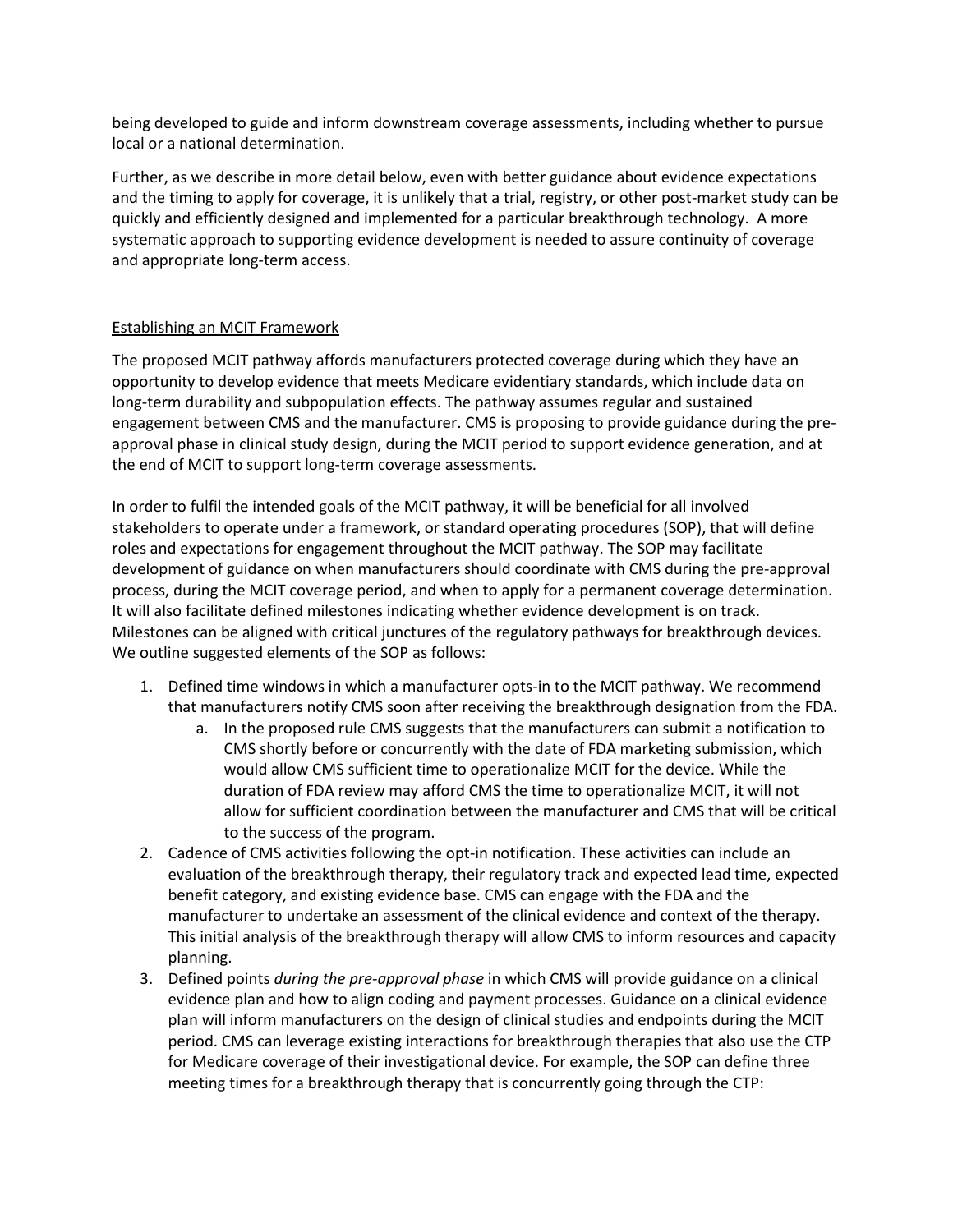being developed to guide and inform downstream coverage assessments, including whether to pursue local or a national determination.

Further, as we describe in more detail below, even with better guidance about evidence expectations and the timing to apply for coverage, it is unlikely that a trial, registry, or other post-market study can be quickly and efficiently designed and implemented for a particular breakthrough technology. A more systematic approach to supporting evidence development is needed to assure continuity of coverage and appropriate long-term access.

<u>Establishing an MCIT Framework</u>

The proposed MCIT pathway affords manufacturers protected coverage during which they have an opportunity to develop evidence that meets Medicare evidentiary standards, which include data on long-term durability and subpopulation effects. The pathway assumes regular and sustained engagement between CMS and the manufacturer. CMS is proposing to provide guidance during the pre-approval phase in clinical study design, during the MCIT period to support evidence generation, and at the end of MCIT to support long-term coverage assessments.

In order to fulfil the intended goals of the MCIT pathway, it will be beneficial for all involved stakeholders to operate under a framework, or standard operating procedures (SOP), that will define roles and expectations for engagement throughout the MCIT pathway. The SOP may facilitate development of guidance on when manufacturers should coordinate with CMS during the pre-approval process, during the MCIT coverage period, and when to apply for a permanent coverage determination. It will also facilitate defined milestones indicating whether evidence development is on track. Milestones can be aligned with critical junctures of the regulatory pathways for breakthrough devices. We outline suggested elements of the SOP as follows:

1. Defined time windows in which a manufacturer opts-in to the MCIT pathway. We recommend that manufacturers notify CMS soon after receiving the breakthrough designation from the FDA.
    a. In the proposed rule CMS suggests that the manufacturers can submit a notification to CMS shortly before or concurrently with the date of FDA marketing submission, which would allow CMS sufficient time to operationalize MCIT for the device. While the duration of FDA review may afford CMS the time to operationalize MCIT, it will not allow for sufficient coordination between the manufacturer and CMS that will be critical to the success of the program.
2. Cadence of CMS activities following the opt-in notification. These activities can include an evaluation of the breakthrough therapy, their regulatory track and expected lead time, expected benefit category, and existing evidence base. CMS can engage with the FDA and the manufacturer to undertake an assessment of the clinical evidence and context of the therapy. This initial analysis of the breakthrough therapy will allow CMS to inform resources and capacity planning.
3. Defined points *during the pre-approval phase* in which CMS will provide guidance on a clinical evidence plan and how to align coding and payment processes. Guidance on a clinical evidence plan will inform manufacturers on the design of clinical studies and endpoints during the MCIT period. CMS can leverage existing interactions for breakthrough therapies that also use the CTP for Medicare coverage of their investigational device. For example, the SOP can define three meeting times for a breakthrough therapy that is concurrently going through the CTP: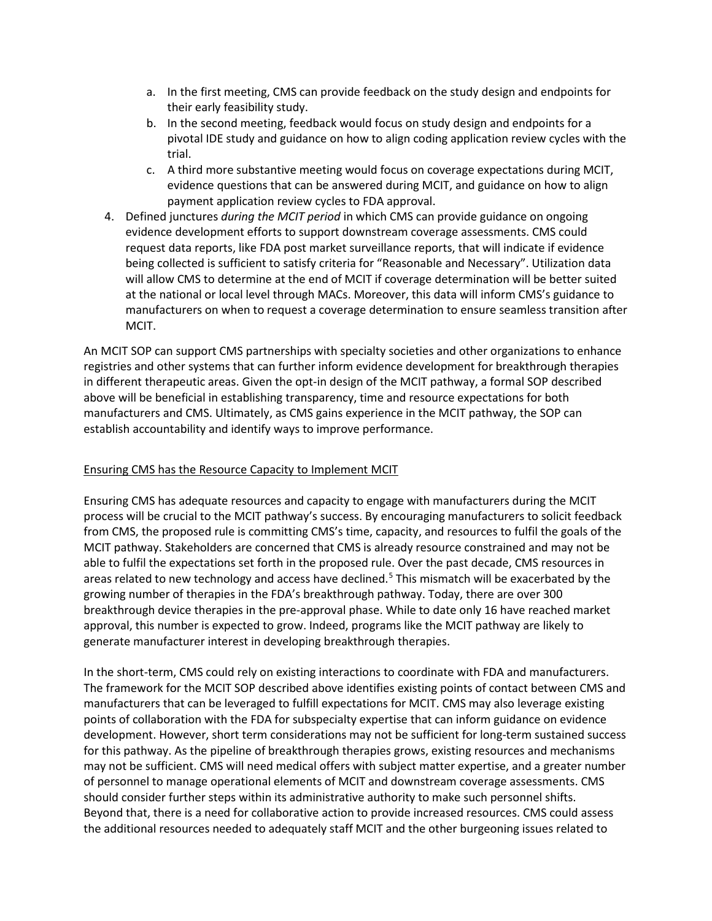a. In the first meeting, CMS can provide feedback on the study design and endpoints for their early feasibility study.
   b. In the second meeting, feedback would focus on study design and endpoints for a pivotal IDE study and guidance on how to align coding application review cycles with the trial.
   c. A third more substantive meeting would focus on coverage expectations during MCIT, evidence questions that can be answered during MCIT, and guidance on how to align payment application review cycles to FDA approval.
4. Defined junctures *during the MCIT period* in which CMS can provide guidance on ongoing evidence development efforts to support downstream coverage assessments. CMS could request data reports, like FDA post market surveillance reports, that will indicate if evidence being collected is sufficient to satisfy criteria for "Reasonable and Necessary". Utilization data will allow CMS to determine at the end of MCIT if coverage determination will be better suited at the national or local level through MACs. Moreover, this data will inform CMS's guidance to manufacturers on when to request a coverage determination to ensure seamless transition after MCIT.

An MCIT SOP can support CMS partnerships with specialty societies and other organizations to enhance registries and other systems that can further inform evidence development for breakthrough therapies in different therapeutic areas. Given the opt-in design of the MCIT pathway, a formal SOP described above will be beneficial in establishing transparency, time and resource expectations for both manufacturers and CMS. Ultimately, as CMS gains experience in the MCIT pathway, the SOP can establish accountability and identify ways to improve performance.

## Ensuring CMS has the Resource Capacity to Implement MCIT

Ensuring CMS has adequate resources and capacity to engage with manufacturers during the MCIT process will be crucial to the MCIT pathway's success. By encouraging manufacturers to solicit feedback from CMS, the proposed rule is committing CMS's time, capacity, and resources to fulfil the goals of the MCIT pathway. Stakeholders are concerned that CMS is already resource constrained and may not be able to fulfil the expectations set forth in the proposed rule. Over the past decade, CMS resources in areas related to new technology and access have declined.[5] This mismatch will be exacerbated by the growing number of therapies in the FDA's breakthrough pathway. Today, there are over 300 breakthrough device therapies in the pre-approval phase. While to date only 16 have reached market approval, this number is expected to grow. Indeed, programs like the MCIT pathway are likely to generate manufacturer interest in developing breakthrough therapies.

In the short-term, CMS could rely on existing interactions to coordinate with FDA and manufacturers. The framework for the MCIT SOP described above identifies existing points of contact between CMS and manufacturers that can be leveraged to fulfill expectations for MCIT. CMS may also leverage existing points of collaboration with the FDA for subspecialty expertise that can inform guidance on evidence development. However, short term considerations may not be sufficient for long-term sustained success for this pathway. As the pipeline of breakthrough therapies grows, existing resources and mechanisms may not be sufficient. CMS will need medical offers with subject matter expertise, and a greater number of personnel to manage operational elements of MCIT and downstream coverage assessments. CMS should consider further steps within its administrative authority to make such personnel shifts. Beyond that, there is a need for collaborative action to provide increased resources. CMS could assess the additional resources needed to adequately staff MCIT and the other burgeoning issues related to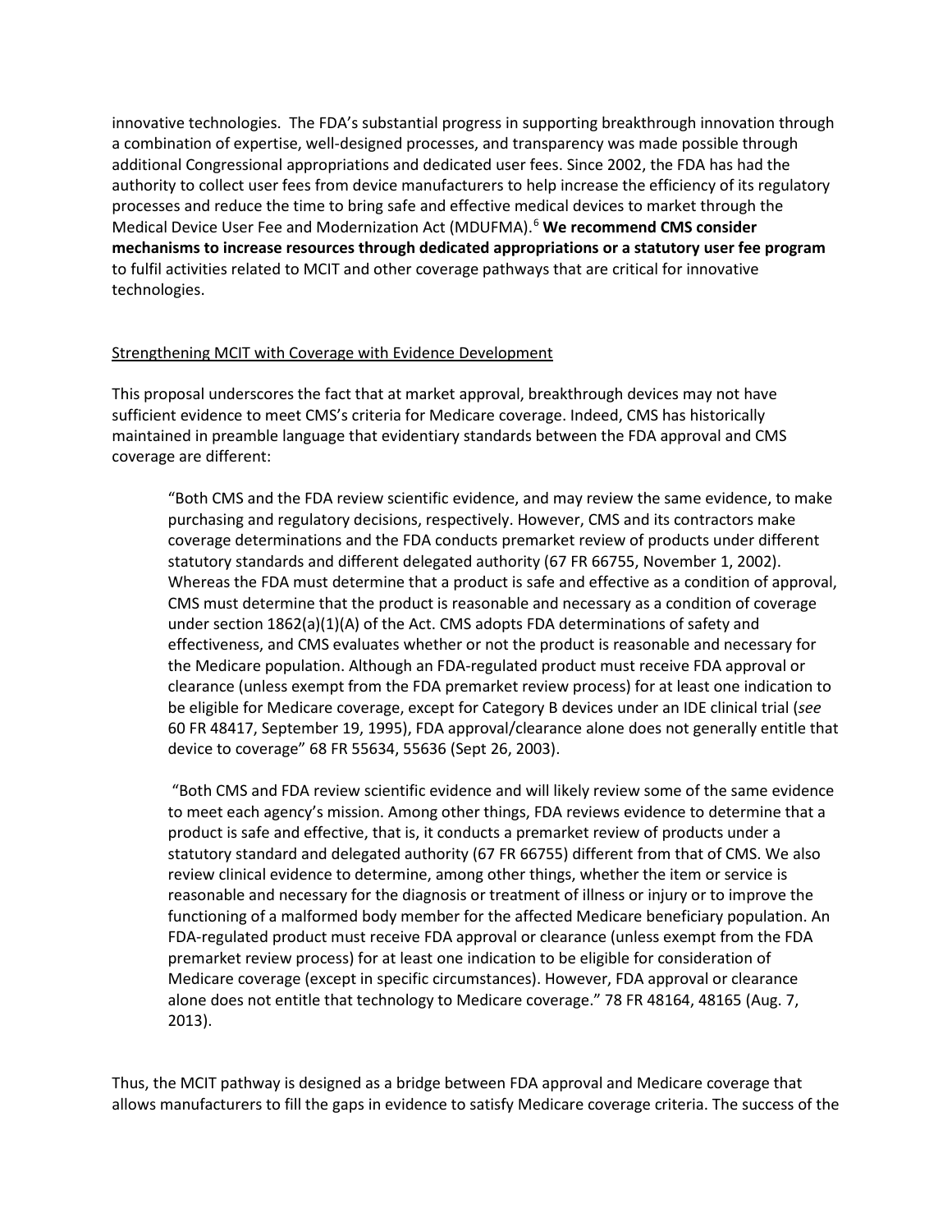innovative technologies. The FDA's substantial progress in supporting breakthrough innovation through a combination of expertise, well-designed processes, and transparency was made possible through additional Congressional appropriations and dedicated user fees. Since 2002, the FDA has had the authority to collect user fees from device manufacturers to help increase the efficiency of its regulatory processes and reduce the time to bring safe and effective medical devices to market through the Medical Device User Fee and Modernization Act (MDUFMA).[6] **We recommend CMS consider mechanisms to increase resources through dedicated appropriations or a statutory user fee program** to fulfil activities related to MCIT and other coverage pathways that are critical for innovative technologies.

<u>Strengthening MCIT with Coverage with Evidence Development</u>

This proposal underscores the fact that at market approval, breakthrough devices may not have sufficient evidence to meet CMS's criteria for Medicare coverage. Indeed, CMS has historically maintained in preamble language that evidentiary standards between the FDA approval and CMS coverage are different:

> "Both CMS and the FDA review scientific evidence, and may review the same evidence, to make purchasing and regulatory decisions, respectively. However, CMS and its contractors make coverage determinations and the FDA conducts premarket review of products under different statutory standards and different delegated authority (67 FR 66755, November 1, 2002). Whereas the FDA must determine that a product is safe and effective as a condition of approval, CMS must determine that the product is reasonable and necessary as a condition of coverage under section 1862(a)(1)(A) of the Act. CMS adopts FDA determinations of safety and effectiveness, and CMS evaluates whether or not the product is reasonable and necessary for the Medicare population. Although an FDA-regulated product must receive FDA approval or clearance (unless exempt from the FDA premarket review process) for at least one indication to be eligible for Medicare coverage, except for Category B devices under an IDE clinical trial (*see* 60 FR 48417, September 19, 1995), FDA approval/clearance alone does not generally entitle that device to coverage" 68 FR 55634, 55636 (Sept 26, 2003).

> "Both CMS and FDA review scientific evidence and will likely review some of the same evidence to meet each agency's mission. Among other things, FDA reviews evidence to determine that a product is safe and effective, that is, it conducts a premarket review of products under a statutory standard and delegated authority (67 FR 66755) different from that of CMS. We also review clinical evidence to determine, among other things, whether the item or service is reasonable and necessary for the diagnosis or treatment of illness or injury or to improve the functioning of a malformed body member for the affected Medicare beneficiary population. An FDA-regulated product must receive FDA approval or clearance (unless exempt from the FDA premarket review process) for at least one indication to be eligible for consideration of Medicare coverage (except in specific circumstances). However, FDA approval or clearance alone does not entitle that technology to Medicare coverage." 78 FR 48164, 48165 (Aug. 7, 2013).

Thus, the MCIT pathway is designed as a bridge between FDA approval and Medicare coverage that allows manufacturers to fill the gaps in evidence to satisfy Medicare coverage criteria. The success of the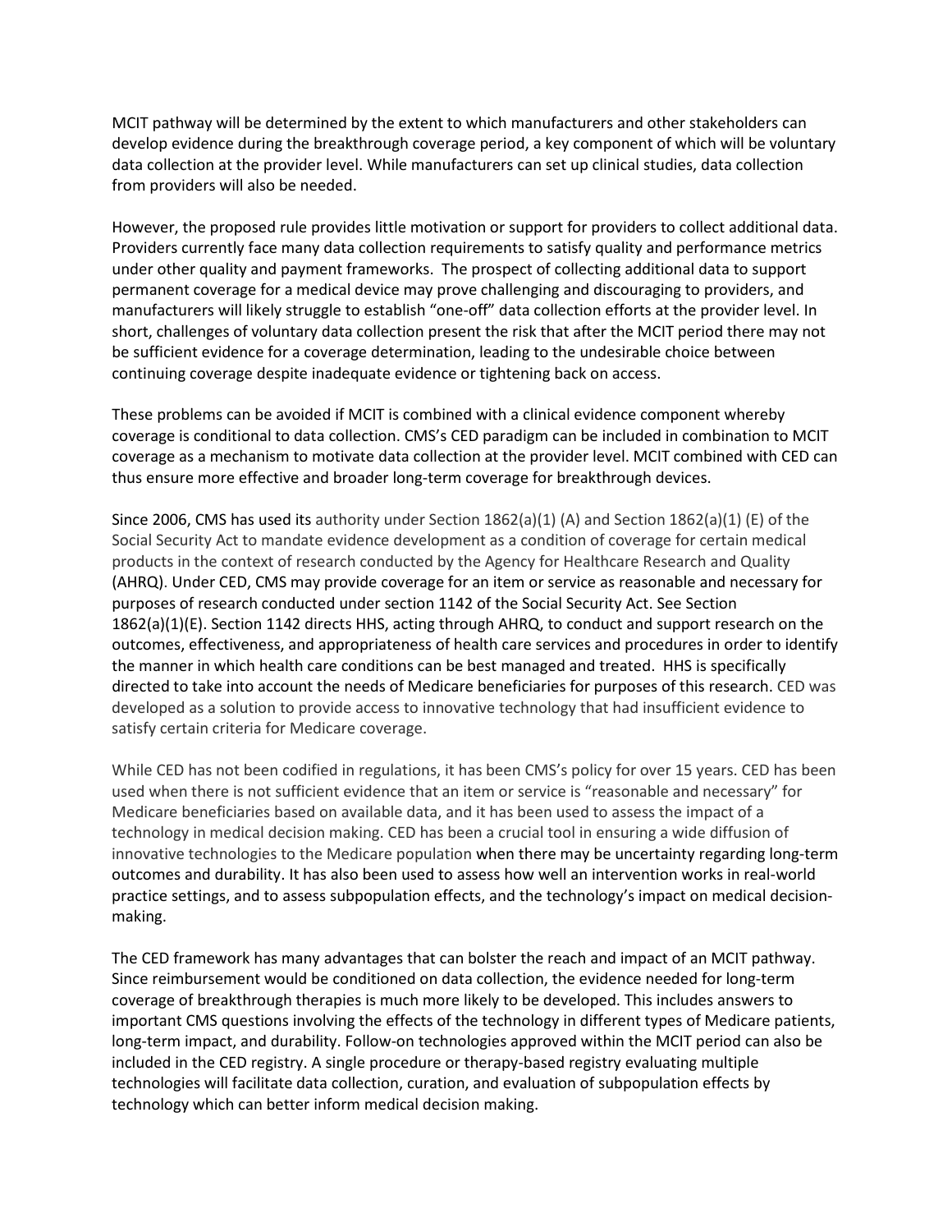MCIT pathway will be determined by the extent to which manufacturers and other stakeholders can develop evidence during the breakthrough coverage period, a key component of which will be voluntary data collection at the provider level. While manufacturers can set up clinical studies, data collection from providers will also be needed.

However, the proposed rule provides little motivation or support for providers to collect additional data. Providers currently face many data collection requirements to satisfy quality and performance metrics under other quality and payment frameworks. The prospect of collecting additional data to support permanent coverage for a medical device may prove challenging and discouraging to providers, and manufacturers will likely struggle to establish "one-off" data collection efforts at the provider level. In short, challenges of voluntary data collection present the risk that after the MCIT period there may not be sufficient evidence for a coverage determination, leading to the undesirable choice between continuing coverage despite inadequate evidence or tightening back on access.

These problems can be avoided if MCIT is combined with a clinical evidence component whereby coverage is conditional to data collection. CMS's CED paradigm can be included in combination to MCIT coverage as a mechanism to motivate data collection at the provider level. MCIT combined with CED can thus ensure more effective and broader long-term coverage for breakthrough devices.

Since 2006, CMS has used its authority under Section 1862(a)(1) (A) and Section 1862(a)(1) (E) of the Social Security Act to mandate evidence development as a condition of coverage for certain medical products in the context of research conducted by the Agency for Healthcare Research and Quality (AHRQ). Under CED, CMS may provide coverage for an item or service as reasonable and necessary for purposes of research conducted under section 1142 of the Social Security Act. See Section 1862(a)(1)(E). Section 1142 directs HHS, acting through AHRQ, to conduct and support research on the outcomes, effectiveness, and appropriateness of health care services and procedures in order to identify the manner in which health care conditions can be best managed and treated. HHS is specifically directed to take into account the needs of Medicare beneficiaries for purposes of this research. CED was developed as a solution to provide access to innovative technology that had insufficient evidence to satisfy certain criteria for Medicare coverage.

While CED has not been codified in regulations, it has been CMS's policy for over 15 years. CED has been used when there is not sufficient evidence that an item or service is "reasonable and necessary" for Medicare beneficiaries based on available data, and it has been used to assess the impact of a technology in medical decision making. CED has been a crucial tool in ensuring a wide diffusion of innovative technologies to the Medicare population when there may be uncertainty regarding long-term outcomes and durability. It has also been used to assess how well an intervention works in real-world practice settings, and to assess subpopulation effects, and the technology's impact on medical decision-making.

The CED framework has many advantages that can bolster the reach and impact of an MCIT pathway. Since reimbursement would be conditioned on data collection, the evidence needed for long-term coverage of breakthrough therapies is much more likely to be developed. This includes answers to important CMS questions involving the effects of the technology in different types of Medicare patients, long-term impact, and durability. Follow-on technologies approved within the MCIT period can also be included in the CED registry. A single procedure or therapy-based registry evaluating multiple technologies will facilitate data collection, curation, and evaluation of subpopulation effects by technology which can better inform medical decision making.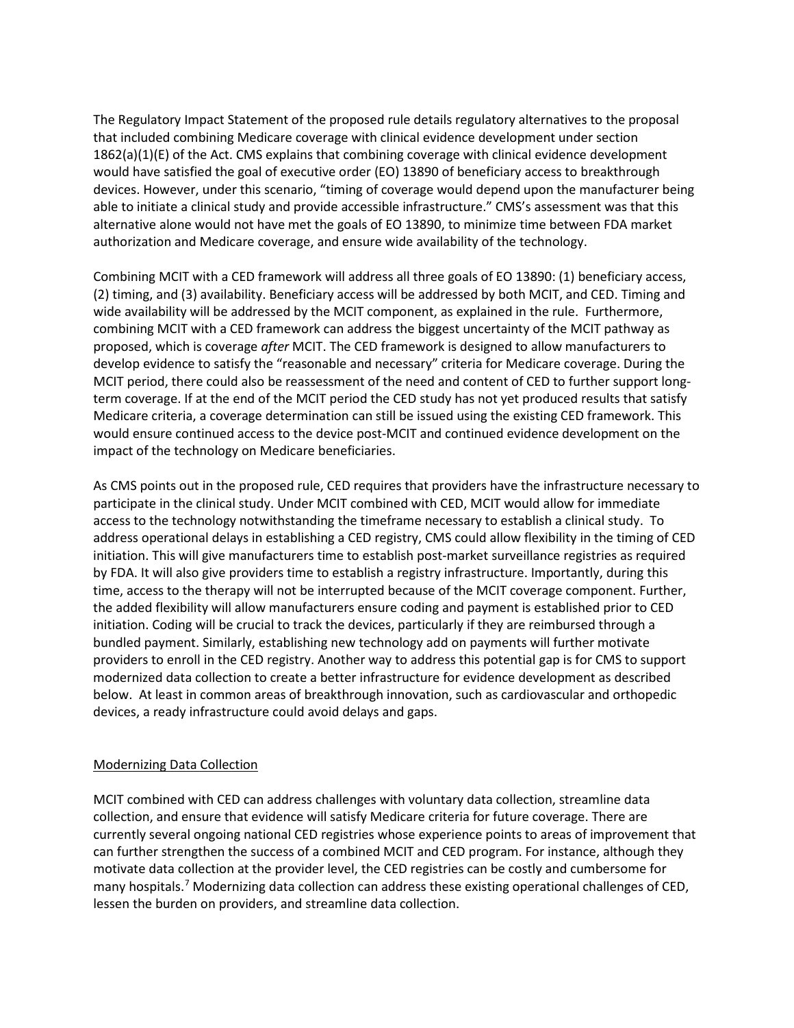The Regulatory Impact Statement of the proposed rule details regulatory alternatives to the proposal that included combining Medicare coverage with clinical evidence development under section 1862(a)(1)(E) of the Act. CMS explains that combining coverage with clinical evidence development would have satisfied the goal of executive order (EO) 13890 of beneficiary access to breakthrough devices. However, under this scenario, "timing of coverage would depend upon the manufacturer being able to initiate a clinical study and provide accessible infrastructure." CMS's assessment was that this alternative alone would not have met the goals of EO 13890, to minimize time between FDA market authorization and Medicare coverage, and ensure wide availability of the technology.

Combining MCIT with a CED framework will address all three goals of EO 13890: (1) beneficiary access, (2) timing, and (3) availability. Beneficiary access will be addressed by both MCIT, and CED. Timing and wide availability will be addressed by the MCIT component, as explained in the rule. Furthermore, combining MCIT with a CED framework can address the biggest uncertainty of the MCIT pathway as proposed, which is coverage *after* MCIT. The CED framework is designed to allow manufacturers to develop evidence to satisfy the "reasonable and necessary" criteria for Medicare coverage. During the MCIT period, there could also be reassessment of the need and content of CED to further support long-term coverage. If at the end of the MCIT period the CED study has not yet produced results that satisfy Medicare criteria, a coverage determination can still be issued using the existing CED framework. This would ensure continued access to the device post-MCIT and continued evidence development on the impact of the technology on Medicare beneficiaries.

As CMS points out in the proposed rule, CED requires that providers have the infrastructure necessary to participate in the clinical study. Under MCIT combined with CED, MCIT would allow for immediate access to the technology notwithstanding the timeframe necessary to establish a clinical study. To address operational delays in establishing a CED registry, CMS could allow flexibility in the timing of CED initiation. This will give manufacturers time to establish post-market surveillance registries as required by FDA. It will also give providers time to establish a registry infrastructure. Importantly, during this time, access to the therapy will not be interrupted because of the MCIT coverage component. Further, the added flexibility will allow manufacturers ensure coding and payment is established prior to CED initiation. Coding will be crucial to track the devices, particularly if they are reimbursed through a bundled payment. Similarly, establishing new technology add on payments will further motivate providers to enroll in the CED registry. Another way to address this potential gap is for CMS to support modernized data collection to create a better infrastructure for evidence development as described below. At least in common areas of breakthrough innovation, such as cardiovascular and orthopedic devices, a ready infrastructure could avoid delays and gaps.

## Modernizing Data Collection

MCIT combined with CED can address challenges with voluntary data collection, streamline data collection, and ensure that evidence will satisfy Medicare criteria for future coverage. There are currently several ongoing national CED registries whose experience points to areas of improvement that can further strengthen the success of a combined MCIT and CED program. For instance, although they motivate data collection at the provider level, the CED registries can be costly and cumbersome for many hospitals.[7] Modernizing data collection can address these existing operational challenges of CED, lessen the burden on providers, and streamline data collection.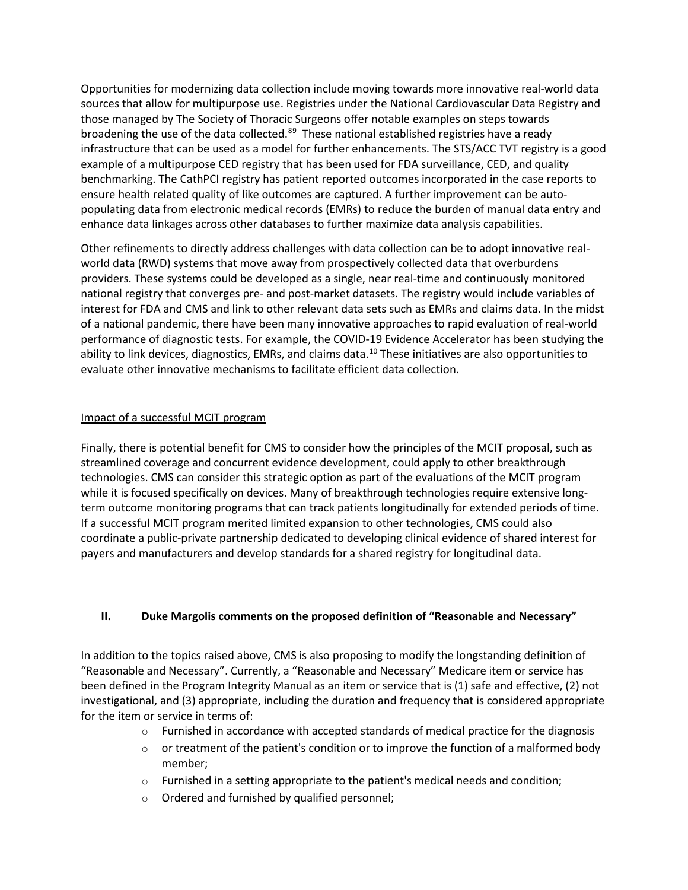Opportunities for modernizing data collection include moving towards more innovative real-world data sources that allow for multipurpose use. Registries under the National Cardiovascular Data Registry and those managed by The Society of Thoracic Surgeons offer notable examples on steps towards broadening the use of the data collected.[8,9] These national established registries have a ready infrastructure that can be used as a model for further enhancements. The STS/ACC TVT registry is a good example of a multipurpose CED registry that has been used for FDA surveillance, CED, and quality benchmarking. The CathPCI registry has patient reported outcomes incorporated in the case reports to ensure health related quality of like outcomes are captured. A further improvement can be auto-populating data from electronic medical records (EMRs) to reduce the burden of manual data entry and enhance data linkages across other databases to further maximize data analysis capabilities.

Other refinements to directly address challenges with data collection can be to adopt innovative real-world data (RWD) systems that move away from prospectively collected data that overburdens providers. These systems could be developed as a single, near real-time and continuously monitored national registry that converges pre- and post-market datasets. The registry would include variables of interest for FDA and CMS and link to other relevant data sets such as EMRs and claims data. In the midst of a national pandemic, there have been many innovative approaches to rapid evaluation of real-world performance of diagnostic tests. For example, the COVID-19 Evidence Accelerator has been studying the ability to link devices, diagnostics, EMRs, and claims data.[10] These initiatives are also opportunities to evaluate other innovative mechanisms to facilitate efficient data collection.

<u>Impact of a successful MCIT program</u>

Finally, there is potential benefit for CMS to consider how the principles of the MCIT proposal, such as streamlined coverage and concurrent evidence development, could apply to other breakthrough technologies. CMS can consider this strategic option as part of the evaluations of the MCIT program while it is focused specifically on devices. Many of breakthrough technologies require extensive long-term outcome monitoring programs that can track patients longitudinally for extended periods of time. If a successful MCIT program merited limited expansion to other technologies, CMS could also coordinate a public-private partnership dedicated to developing clinical evidence of shared interest for payers and manufacturers and develop standards for a shared registry for longitudinal data.

## II. Duke Margolis comments on the proposed definition of "Reasonable and Necessary"

In addition to the topics raised above, CMS is also proposing to modify the longstanding definition of "Reasonable and Necessary". Currently, a "Reasonable and Necessary" Medicare item or service has been defined in the Program Integrity Manual as an item or service that is (1) safe and effective, (2) not investigational, and (3) appropriate, including the duration and frequency that is considered appropriate for the item or service in terms of:

- Furnished in accordance with accepted standards of medical practice for the diagnosis
- or treatment of the patient's condition or to improve the function of a malformed body member;
- Furnished in a setting appropriate to the patient's medical needs and condition;
- Ordered and furnished by qualified personnel;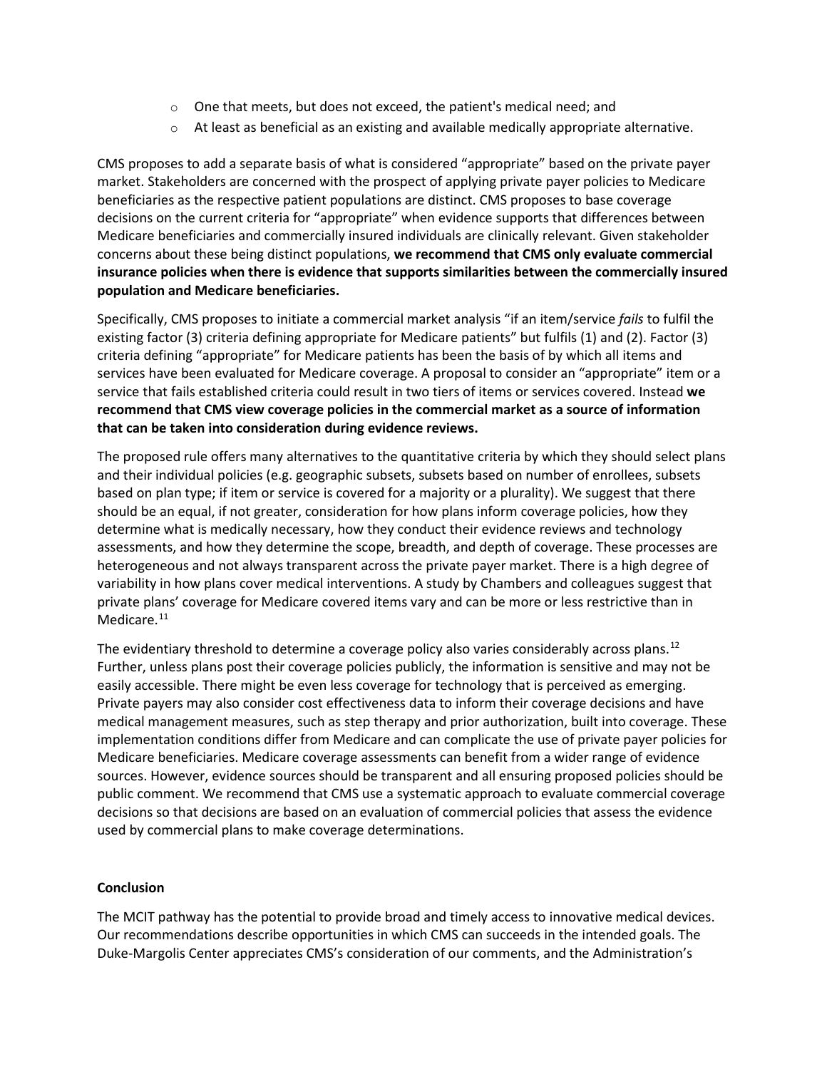- One that meets, but does not exceed, the patient's medical need; and
- At least as beneficial as an existing and available medically appropriate alternative.

CMS proposes to add a separate basis of what is considered "appropriate" based on the private payer market. Stakeholders are concerned with the prospect of applying private payer policies to Medicare beneficiaries as the respective patient populations are distinct. CMS proposes to base coverage decisions on the current criteria for "appropriate" when evidence supports that differences between Medicare beneficiaries and commercially insured individuals are clinically relevant. Given stakeholder concerns about these being distinct populations, **we recommend that CMS only evaluate commercial insurance policies when there is evidence that supports similarities between the commercially insured population and Medicare beneficiaries.**

Specifically, CMS proposes to initiate a commercial market analysis "if an item/service *fails* to fulfil the existing factor (3) criteria defining appropriate for Medicare patients" but fulfils (1) and (2). Factor (3) criteria defining "appropriate" for Medicare patients has been the basis of by which all items and services have been evaluated for Medicare coverage. A proposal to consider an "appropriate" item or a service that fails established criteria could result in two tiers of items or services covered. Instead **we recommend that CMS view coverage policies in the commercial market as a source of information that can be taken into consideration during evidence reviews.**

The proposed rule offers many alternatives to the quantitative criteria by which they should select plans and their individual policies (e.g. geographic subsets, subsets based on number of enrollees, subsets based on plan type; if item or service is covered for a majority or a plurality). We suggest that there should be an equal, if not greater, consideration for how plans inform coverage policies, how they determine what is medically necessary, how they conduct their evidence reviews and technology assessments, and how they determine the scope, breadth, and depth of coverage. These processes are heterogeneous and not always transparent across the private payer market. There is a high degree of variability in how plans cover medical interventions. A study by Chambers and colleagues suggest that private plans' coverage for Medicare covered items vary and can be more or less restrictive than in Medicare.[11]

The evidentiary threshold to determine a coverage policy also varies considerably across plans.[12] Further, unless plans post their coverage policies publicly, the information is sensitive and may not be easily accessible. There might be even less coverage for technology that is perceived as emerging. Private payers may also consider cost effectiveness data to inform their coverage decisions and have medical management measures, such as step therapy and prior authorization, built into coverage. These implementation conditions differ from Medicare and can complicate the use of private payer policies for Medicare beneficiaries. Medicare coverage assessments can benefit from a wider range of evidence sources. However, evidence sources should be transparent and all ensuring proposed policies should be public comment. We recommend that CMS use a systematic approach to evaluate commercial coverage decisions so that decisions are based on an evaluation of commercial policies that assess the evidence used by commercial plans to make coverage determinations.

**Conclusion**

The MCIT pathway has the potential to provide broad and timely access to innovative medical devices. Our recommendations describe opportunities in which CMS can succeeds in the intended goals. The Duke-Margolis Center appreciates CMS's consideration of our comments, and the Administration's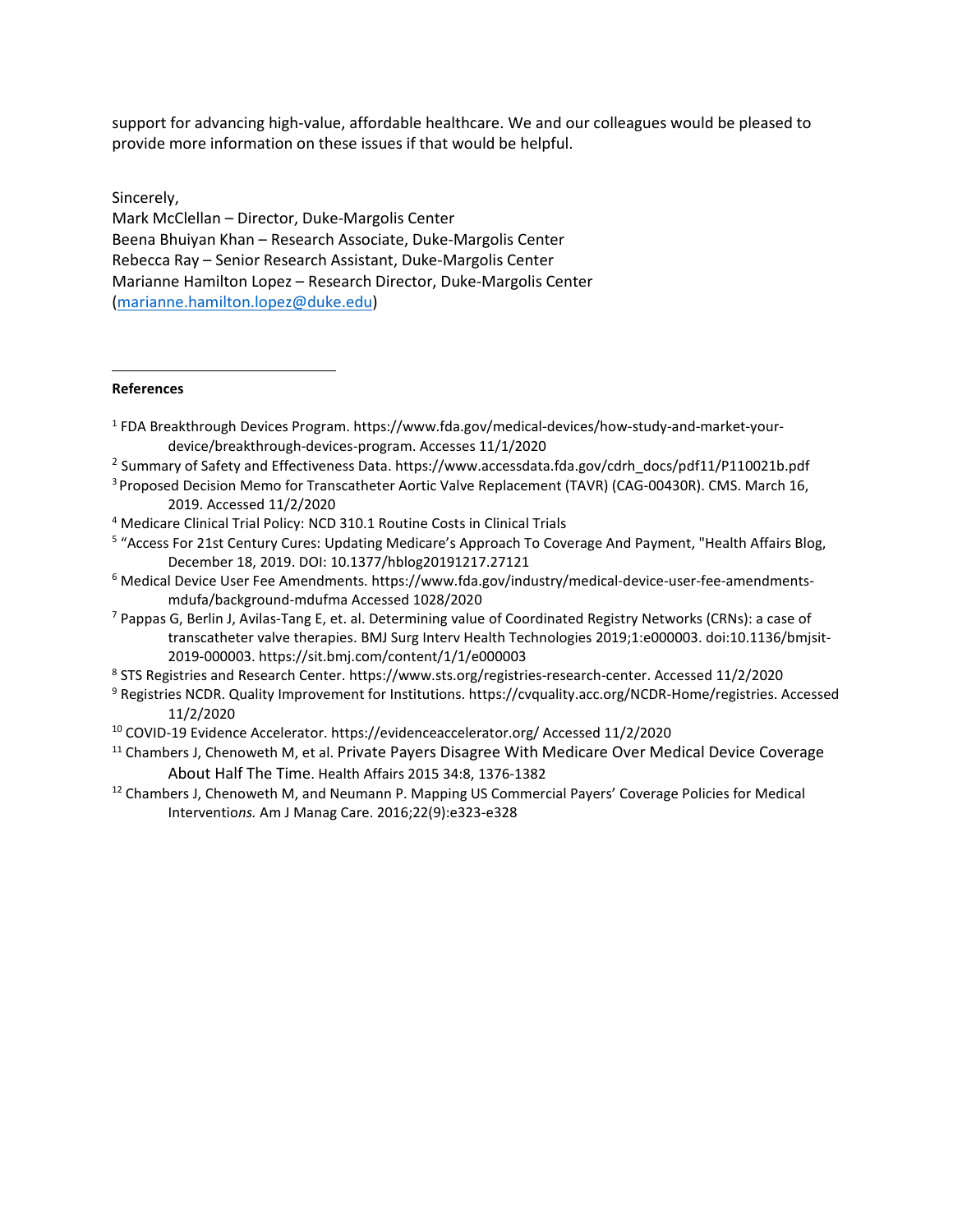support for advancing high-value, affordable healthcare. We and our colleagues would be pleased to provide more information on these issues if that would be helpful.

Sincerely,
Mark McClellan – Director, Duke-Margolis Center
Beena Bhuiyan Khan – Research Associate, Duke-Margolis Center
Rebecca Ray – Senior Research Assistant, Duke-Margolis Center
Marianne Hamilton Lopez – Research Director, Duke-Margolis Center
(marianne.hamilton.lopez@duke.edu)

---

**References**

[1] FDA Breakthrough Devices Program. https://www.fda.gov/medical-devices/how-study-and-market-your-device/breakthrough-devices-program. Accesses 11/1/2020

[2] Summary of Safety and Effectiveness Data. https://www.accessdata.fda.gov/cdrh_docs/pdf11/P110021b.pdf

[3] Proposed Decision Memo for Transcatheter Aortic Valve Replacement (TAVR) (CAG-00430R). CMS. March 16, 2019. Accessed 11/2/2020

[4] Medicare Clinical Trial Policy: NCD 310.1 Routine Costs in Clinical Trials

[5] "Access For 21st Century Cures: Updating Medicare's Approach To Coverage And Payment, "Health Affairs Blog, December 18, 2019. DOI: 10.1377/hblog20191217.27121

[6] Medical Device User Fee Amendments. https://www.fda.gov/industry/medical-device-user-fee-amendments-mdufa/background-mdufma Accessed 1028/2020

[7] Pappas G, Berlin J, Avilas-Tang E, et. al. Determining value of Coordinated Registry Networks (CRNs): a case of transcatheter valve therapies. BMJ Surg Interv Health Technologies 2019;1:e000003. doi:10.1136/bmjsit-2019-000003. https://sit.bmj.com/content/1/1/e000003

[8] STS Registries and Research Center. https://www.sts.org/registries-research-center. Accessed 11/2/2020

[9] Registries NCDR. Quality Improvement for Institutions. https://cvquality.acc.org/NCDR-Home/registries. Accessed 11/2/2020

[10] COVID-19 Evidence Accelerator. https://evidenceaccelerator.org/ Accessed 11/2/2020

[11] Chambers J, Chenoweth M, et al. Private Payers Disagree With Medicare Over Medical Device Coverage About Half The Time. Health Affairs 2015 34:8, 1376-1382

[12] Chambers J, Chenoweth M, and Neumann P. Mapping US Commercial Payers' Coverage Policies for Medical Interventio*ns.* Am J Manag Care. 2016;22(9):e323-e328